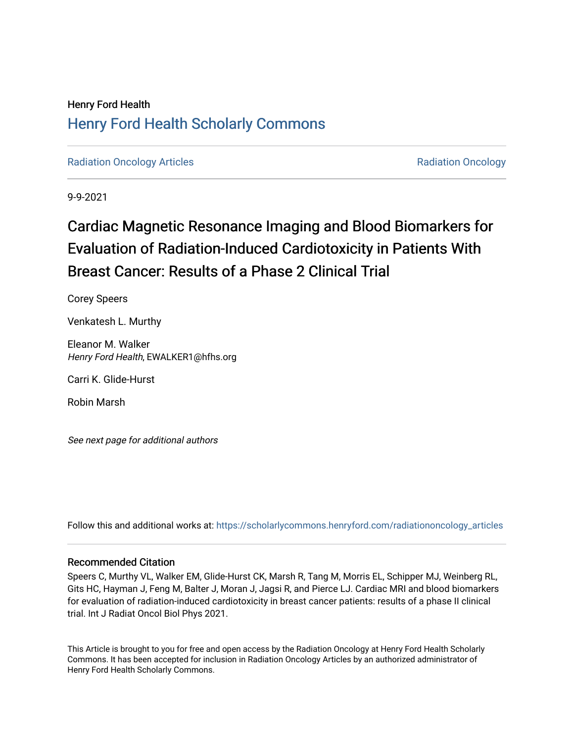Henry Ford Health

# Henry Ford Health Scholarly Commons

Radiation Oncology Articles | Radiation Oncology

9-9-2021

# Cardiac Magnetic Resonance Imaging and Blood Biomarkers for Evaluation of Radiation-Induced Cardiotoxicity in Patients With Breast Cancer: Results of a Phase 2 Clinical Trial

Corey Speers

Venkatesh L. Murthy

Eleanor M. Walker
*Henry Ford Health*, EWALKER1@hfhs.org

Carri K. Glide-Hurst

Robin Marsh

*See next page for additional authors*

Follow this and additional works at: https://scholarlycommons.henryford.com/radiationoncology_articles

## Recommended Citation

Speers C, Murthy VL, Walker EM, Glide-Hurst CK, Marsh R, Tang M, Morris EL, Schipper MJ, Weinberg RL, Gits HC, Hayman J, Feng M, Balter J, Moran J, Jagsi R, and Pierce LJ. Cardiac MRI and blood biomarkers for evaluation of radiation-induced cardiotoxicity in breast cancer patients: results of a phase II clinical trial. Int J Radiat Oncol Biol Phys 2021.

This Article is brought to you for free and open access by the Radiation Oncology at Henry Ford Health Scholarly Commons. It has been accepted for inclusion in Radiation Oncology Articles by an authorized administrator of Henry Ford Health Scholarly Commons.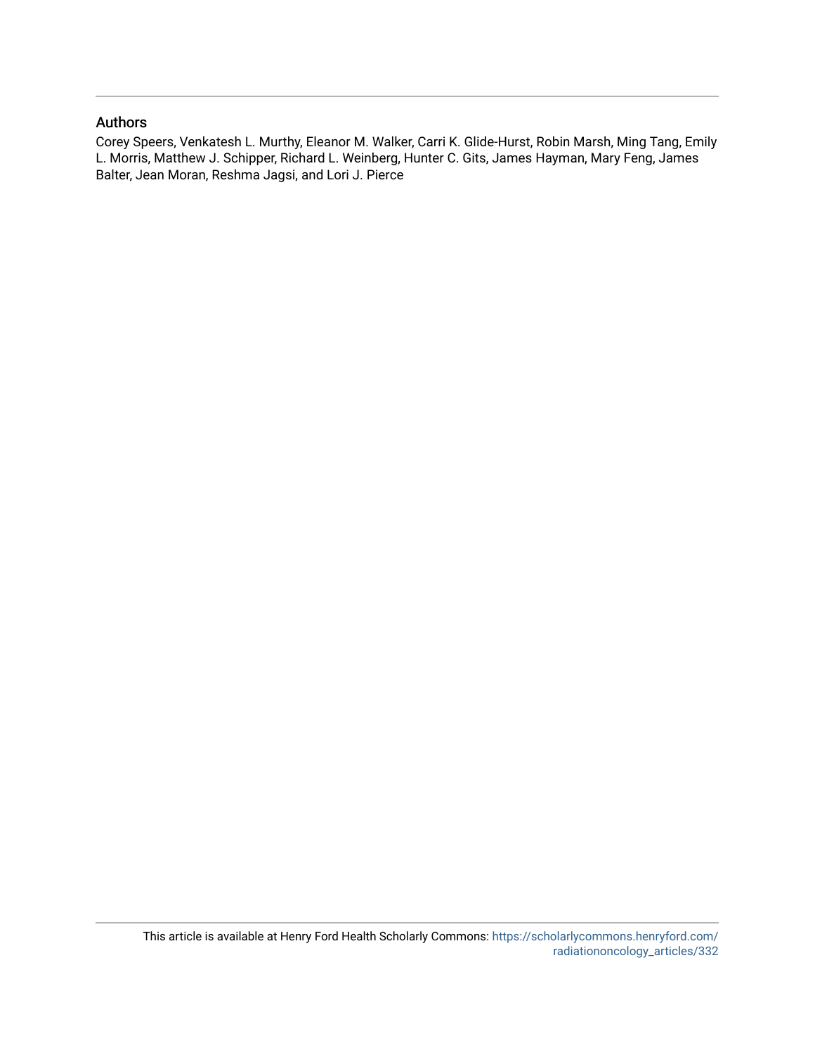## Authors

Corey Speers, Venkatesh L. Murthy, Eleanor M. Walker, Carri K. Glide-Hurst, Robin Marsh, Ming Tang, Emily L. Morris, Matthew J. Schipper, Richard L. Weinberg, Hunter C. Gits, James Hayman, Mary Feng, James Balter, Jean Moran, Reshma Jagsi, and Lori J. Pierce

This article is available at Henry Ford Health Scholarly Commons: https://scholarlycommons.henryford.com/radiationoncology_articles/332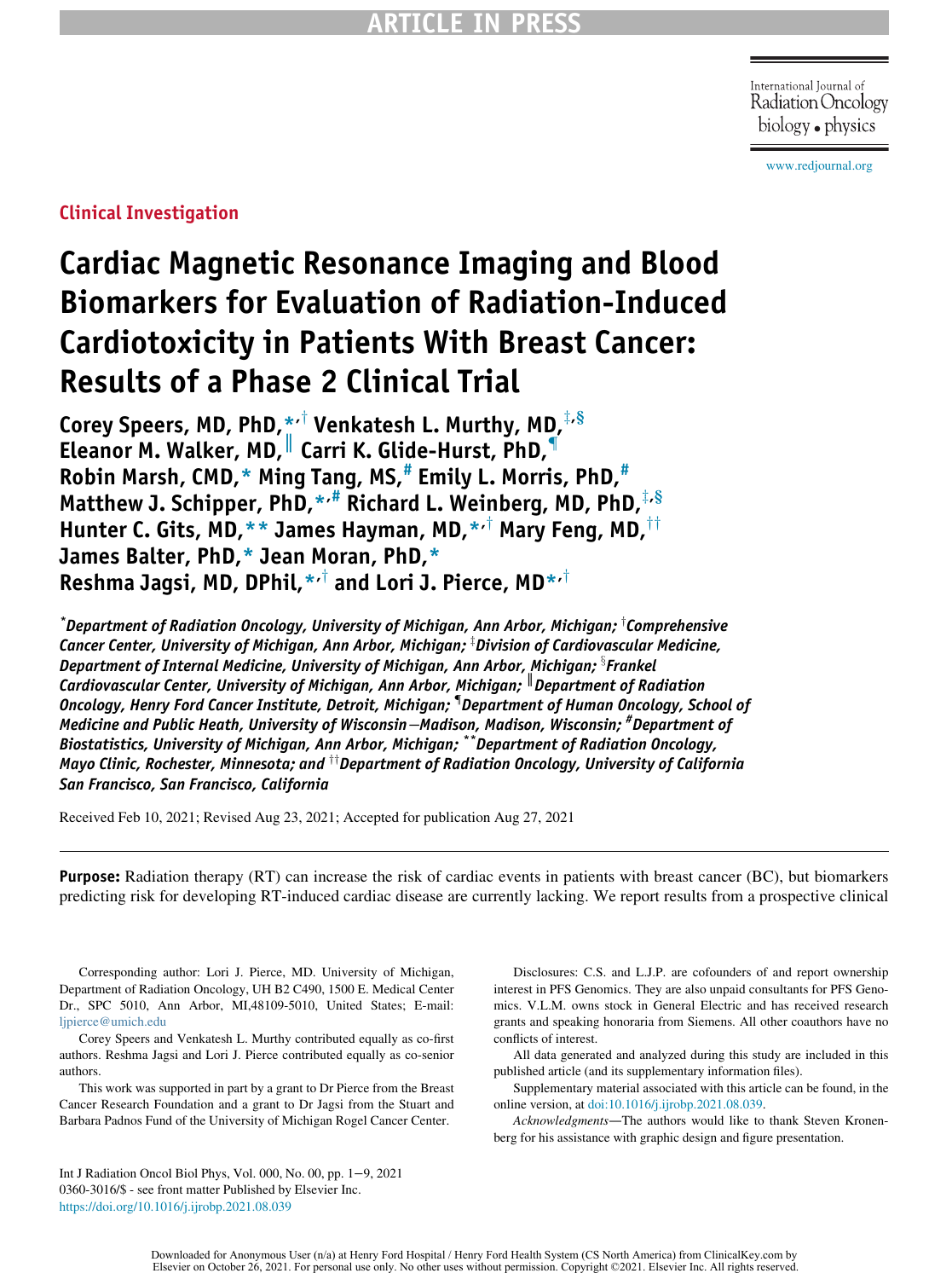Clinical Investigation

# Cardiac Magnetic Resonance Imaging and Blood Biomarkers for Evaluation of Radiation-Induced Cardiotoxicity in Patients With Breast Cancer: Results of a Phase 2 Clinical Trial

**Corey Speers, MD, PhD,[*,†] Venkatesh L. Murthy, MD,[‡,§] Eleanor M. Walker, MD,[‖] Carri K. Glide-Hurst, PhD,[¶] Robin Marsh, CMD,[*] Ming Tang, MS,[#] Emily L. Morris, PhD,[#] Matthew J. Schipper, PhD,[*,#] Richard L. Weinberg, MD, PhD,[‡,§] Hunter C. Gits, MD,[**] James Hayman, MD,[*,†] Mary Feng, MD,[††] James Balter, PhD,[*] Jean Moran, PhD,[*] Reshma Jagsi, MD, DPhil,[*,†] and Lori J. Pierce, MD[*,†]**

*[*]Department of Radiation Oncology, University of Michigan, Ann Arbor, Michigan; [†]Comprehensive Cancer Center, University of Michigan, Ann Arbor, Michigan; [‡]Division of Cardiovascular Medicine, Department of Internal Medicine, University of Michigan, Ann Arbor, Michigan; [§]Frankel Cardiovascular Center, University of Michigan, Ann Arbor, Michigan; [‖]Department of Radiation Oncology, Henry Ford Cancer Institute, Detroit, Michigan; [¶]Department of Human Oncology, School of Medicine and Public Heath, University of Wisconsin–Madison, Madison, Wisconsin; [#]Department of Biostatistics, University of Michigan, Ann Arbor, Michigan; [**]Department of Radiation Oncology, Mayo Clinic, Rochester, Minnesota; and [††]Department of Radiation Oncology, University of California San Francisco, San Francisco, California*

Received Feb 10, 2021; Revised Aug 23, 2021; Accepted for publication Aug 27, 2021

**Purpose:** Radiation therapy (RT) can increase the risk of cardiac events in patients with breast cancer (BC), but biomarkers predicting risk for developing RT-induced cardiac disease are currently lacking. We report results from a prospective clinical

Corresponding author: Lori J. Pierce, MD. University of Michigan, Department of Radiation Oncology, UH B2 C490, 1500 E. Medical Center Dr., SPC 5010, Ann Arbor, MI,48109-5010, United States; E-mail: ljpierce@umich.edu

Corey Speers and Venkatesh L. Murthy contributed equally as co-first authors. Reshma Jagsi and Lori J. Pierce contributed equally as co-senior authors.

This work was supported in part by a grant to Dr Pierce from the Breast Cancer Research Foundation and a grant to Dr Jagsi from the Stuart and Barbara Padnos Fund of the University of Michigan Rogel Cancer Center.

Disclosures: C.S. and L.J.P. are cofounders of and report ownership interest in PFS Genomics. They are also unpaid consultants for PFS Genomics. V.L.M. owns stock in General Electric and has received research grants and speaking honoraria from Siemens. All other coauthors have no conflicts of interest.

All data generated and analyzed during this study are included in this published article (and its supplementary information files).

Supplementary material associated with this article can be found, in the online version, at doi:10.1016/j.ijrobp.2021.08.039.

*Acknowledgments*—The authors would like to thank Steven Kronenberg for his assistance with graphic design and figure presentation.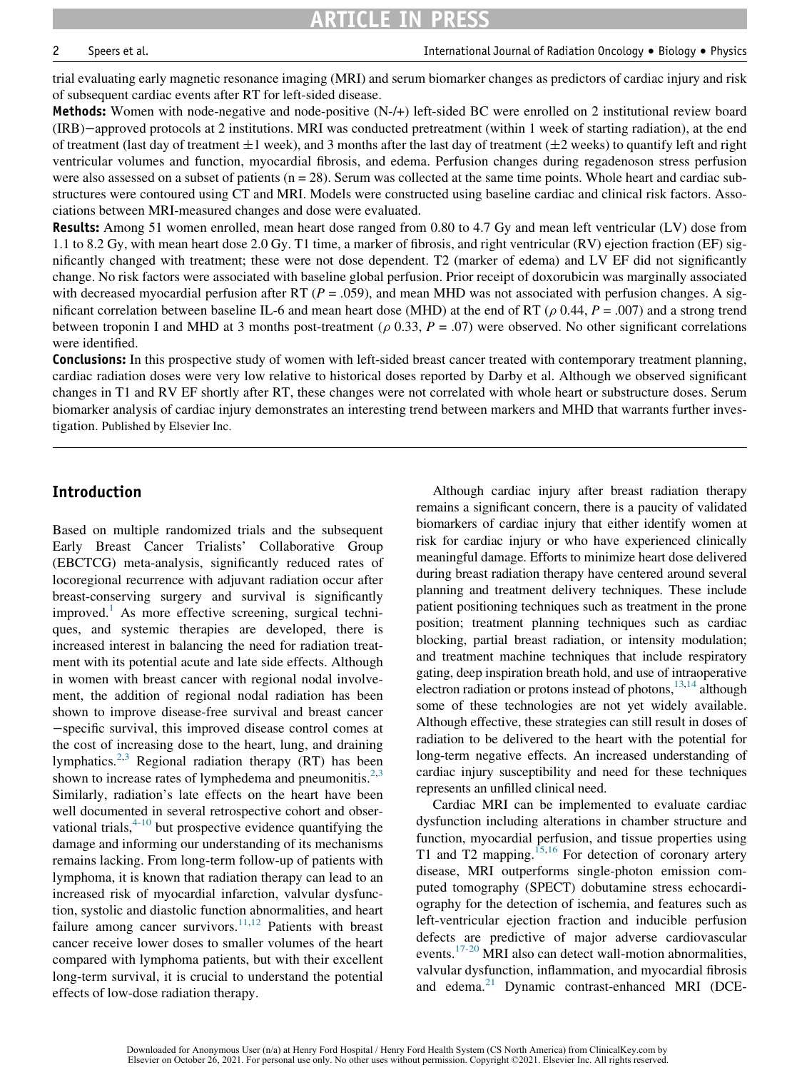trial evaluating early magnetic resonance imaging (MRI) and serum biomarker changes as predictors of cardiac injury and risk of subsequent cardiac events after RT for left-sided disease.

**Methods:** Women with node-negative and node-positive (N-/+) left-sided BC were enrolled on 2 institutional review board (IRB)−approved protocols at 2 institutions. MRI was conducted pretreatment (within 1 week of starting radiation), at the end of treatment (last day of treatment ±1 week), and 3 months after the last day of treatment (±2 weeks) to quantify left and right ventricular volumes and function, myocardial fibrosis, and edema. Perfusion changes during regadenoson stress perfusion were also assessed on a subset of patients (n = 28). Serum was collected at the same time points. Whole heart and cardiac substructures were contoured using CT and MRI. Models were constructed using baseline cardiac and clinical risk factors. Associations between MRI-measured changes and dose were evaluated.

**Results:** Among 51 women enrolled, mean heart dose ranged from 0.80 to 4.7 Gy and mean left ventricular (LV) dose from 1.1 to 8.2 Gy, with mean heart dose 2.0 Gy. T1 time, a marker of fibrosis, and right ventricular (RV) ejection fraction (EF) significantly changed with treatment; these were not dose dependent. T2 (marker of edema) and LV EF did not significantly change. No risk factors were associated with baseline global perfusion. Prior receipt of doxorubicin was marginally associated with decreased myocardial perfusion after RT ($P$ = .059), and mean MHD was not associated with perfusion changes. A significant correlation between baseline IL-6 and mean heart dose (MHD) at the end of RT ($\rho$ 0.44, $P$ = .007) and a strong trend between troponin I and MHD at 3 months post-treatment ($\rho$ 0.33, $P$ = .07) were observed. No other significant correlations were identified.

**Conclusions:** In this prospective study of women with left-sided breast cancer treated with contemporary treatment planning, cardiac radiation doses were very low relative to historical doses reported by Darby et al. Although we observed significant changes in T1 and RV EF shortly after RT, these changes were not correlated with whole heart or substructure doses. Serum biomarker analysis of cardiac injury demonstrates an interesting trend between markers and MHD that warrants further investigation. Published by Elsevier Inc.

## Introduction

Based on multiple randomized trials and the subsequent Early Breast Cancer Trialists' Collaborative Group (EBCTCG) meta-analysis, significantly reduced rates of locoregional recurrence with adjuvant radiation occur after breast-conserving surgery and survival is significantly improved.[1] As more effective screening, surgical techniques, and systemic therapies are developed, there is increased interest in balancing the need for radiation treatment with its potential acute and late side effects. Although in women with breast cancer with regional nodal involvement, the addition of regional nodal radiation has been shown to improve disease-free survival and breast cancer −specific survival, this improved disease control comes at the cost of increasing dose to the heart, lung, and draining lymphatics.[2,3] Regional radiation therapy (RT) has been shown to increase rates of lymphedema and pneumonitis.[2,3] Similarly, radiation's late effects on the heart have been well documented in several retrospective cohort and observational trials,[4-10] but prospective evidence quantifying the damage and informing our understanding of its mechanisms remains lacking. From long-term follow-up of patients with lymphoma, it is known that radiation therapy can lead to an increased risk of myocardial infarction, valvular dysfunction, systolic and diastolic function abnormalities, and heart failure among cancer survivors.[11,12] Patients with breast cancer receive lower doses to smaller volumes of the heart compared with lymphoma patients, but with their excellent long-term survival, it is crucial to understand the potential effects of low-dose radiation therapy.

Although cardiac injury after breast radiation therapy remains a significant concern, there is a paucity of validated biomarkers of cardiac injury that either identify women at risk for cardiac injury or who have experienced clinically meaningful damage. Efforts to minimize heart dose delivered during breast radiation therapy have centered around several planning and treatment delivery techniques. These include patient positioning techniques such as treatment in the prone position; treatment planning techniques such as cardiac blocking, partial breast radiation, or intensity modulation; and treatment machine techniques that include respiratory gating, deep inspiration breath hold, and use of intraoperative electron radiation or protons instead of photons,[13,14] although some of these technologies are not yet widely available. Although effective, these strategies can still result in doses of radiation to be delivered to the heart with the potential for long-term negative effects. An increased understanding of cardiac injury susceptibility and need for these techniques represents an unfilled clinical need.

Cardiac MRI can be implemented to evaluate cardiac dysfunction including alterations in chamber structure and function, myocardial perfusion, and tissue properties using T1 and T2 mapping.[15,16] For detection of coronary artery disease, MRI outperforms single-photon emission computed tomography (SPECT) dobutamine stress echocardiography for the detection of ischemia, and features such as left-ventricular ejection fraction and inducible perfusion defects are predictive of major adverse cardiovascular events.[17-20] MRI also can detect wall-motion abnormalities, valvular dysfunction, inflammation, and myocardial fibrosis and edema.[21] Dynamic contrast-enhanced MRI (DCE-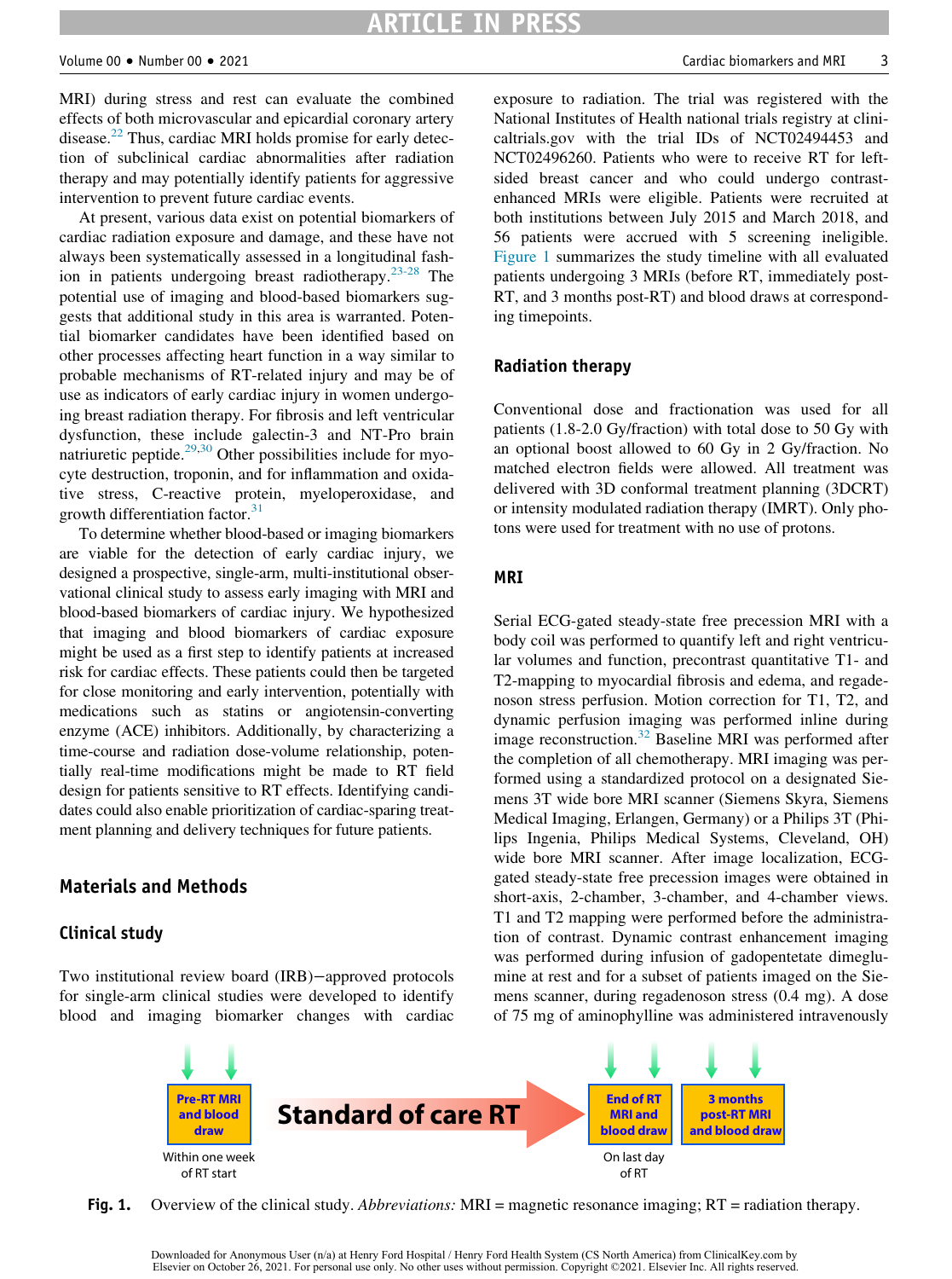MRI) during stress and rest can evaluate the combined effects of both microvascular and epicardial coronary artery disease.[22] Thus, cardiac MRI holds promise for early detection of subclinical cardiac abnormalities after radiation therapy and may potentially identify patients for aggressive intervention to prevent future cardiac events.

At present, various data exist on potential biomarkers of cardiac radiation exposure and damage, and these have not always been systematically assessed in a longitudinal fashion in patients undergoing breast radiotherapy.[23-28] The potential use of imaging and blood-based biomarkers suggests that additional study in this area is warranted. Potential biomarker candidates have been identified based on other processes affecting heart function in a way similar to probable mechanisms of RT-related injury and may be of use as indicators of early cardiac injury in women undergoing breast radiation therapy. For fibrosis and left ventricular dysfunction, these include galectin-3 and NT-Pro brain natriuretic peptide.[29,30] Other possibilities include for myocyte destruction, troponin, and for inflammation and oxidative stress, C-reactive protein, myeloperoxidase, and growth differentiation factor.[31]

To determine whether blood-based or imaging biomarkers are viable for the detection of early cardiac injury, we designed a prospective, single-arm, multi-institutional observational clinical study to assess early imaging with MRI and blood-based biomarkers of cardiac injury. We hypothesized that imaging and blood biomarkers of cardiac exposure might be used as a first step to identify patients at increased risk for cardiac effects. These patients could then be targeted for close monitoring and early intervention, potentially with medications such as statins or angiotensin-converting enzyme (ACE) inhibitors. Additionally, by characterizing a time-course and radiation dose-volume relationship, potentially real-time modifications might be made to RT field design for patients sensitive to RT effects. Identifying candidates could also enable prioritization of cardiac-sparing treatment planning and delivery techniques for future patients.

## Materials and Methods

### Clinical study

Two institutional review board (IRB)−approved protocols for single-arm clinical studies were developed to identify blood and imaging biomarker changes with cardiac exposure to radiation. The trial was registered with the National Institutes of Health national trials registry at clinicaltrials.gov with the trial IDs of NCT02494453 and NCT02496260. Patients who were to receive RT for left-sided breast cancer and who could undergo contrast-enhanced MRIs were eligible. Patients were recruited at both institutions between July 2015 and March 2018, and 56 patients were accrued with 5 screening ineligible. Figure 1 summarizes the study timeline with all evaluated patients undergoing 3 MRIs (before RT, immediately post-RT, and 3 months post-RT) and blood draws at corresponding timepoints.

### Radiation therapy

Conventional dose and fractionation was used for all patients (1.8-2.0 Gy/fraction) with total dose to 50 Gy with an optional boost allowed to 60 Gy in 2 Gy/fraction. No matched electron fields were allowed. All treatment was delivered with 3D conformal treatment planning (3DCRT) or intensity modulated radiation therapy (IMRT). Only photons were used for treatment with no use of protons.

### MRI

Serial ECG-gated steady-state free precession MRI with a body coil was performed to quantify left and right ventricular volumes and function, precontrast quantitative T1- and T2-mapping to myocardial fibrosis and edema, and regadenoson stress perfusion. Motion correction for T1, T2, and dynamic perfusion imaging was performed inline during image reconstruction.[32] Baseline MRI was performed after the completion of all chemotherapy. MRI imaging was performed using a standardized protocol on a designated Siemens 3T wide bore MRI scanner (Siemens Skyra, Siemens Medical Imaging, Erlangen, Germany) or a Philips 3T (Philips Ingenia, Philips Medical Systems, Cleveland, OH) wide bore MRI scanner. After image localization, ECG-gated steady-state free precession images were obtained in short-axis, 2-chamber, 3-chamber, and 4-chamber views. T1 and T2 mapping were performed before the administration of contrast. Dynamic contrast enhancement imaging was performed during infusion of gadopentetate dimeglumine at rest and for a subset of patients imaged on the Siemens scanner, during regadenoson stress (0.4 mg). A dose of 75 mg of aminophylline was administered intravenously

Pre-RT MRI and blood draw — Within one week of RT start → Standard of care RT → End of RT MRI and blood draw — On last day of RT → 3 months post-RT MRI and blood draw

**Fig. 1.** Overview of the clinical study. *Abbreviations:* MRI = magnetic resonance imaging; RT = radiation therapy.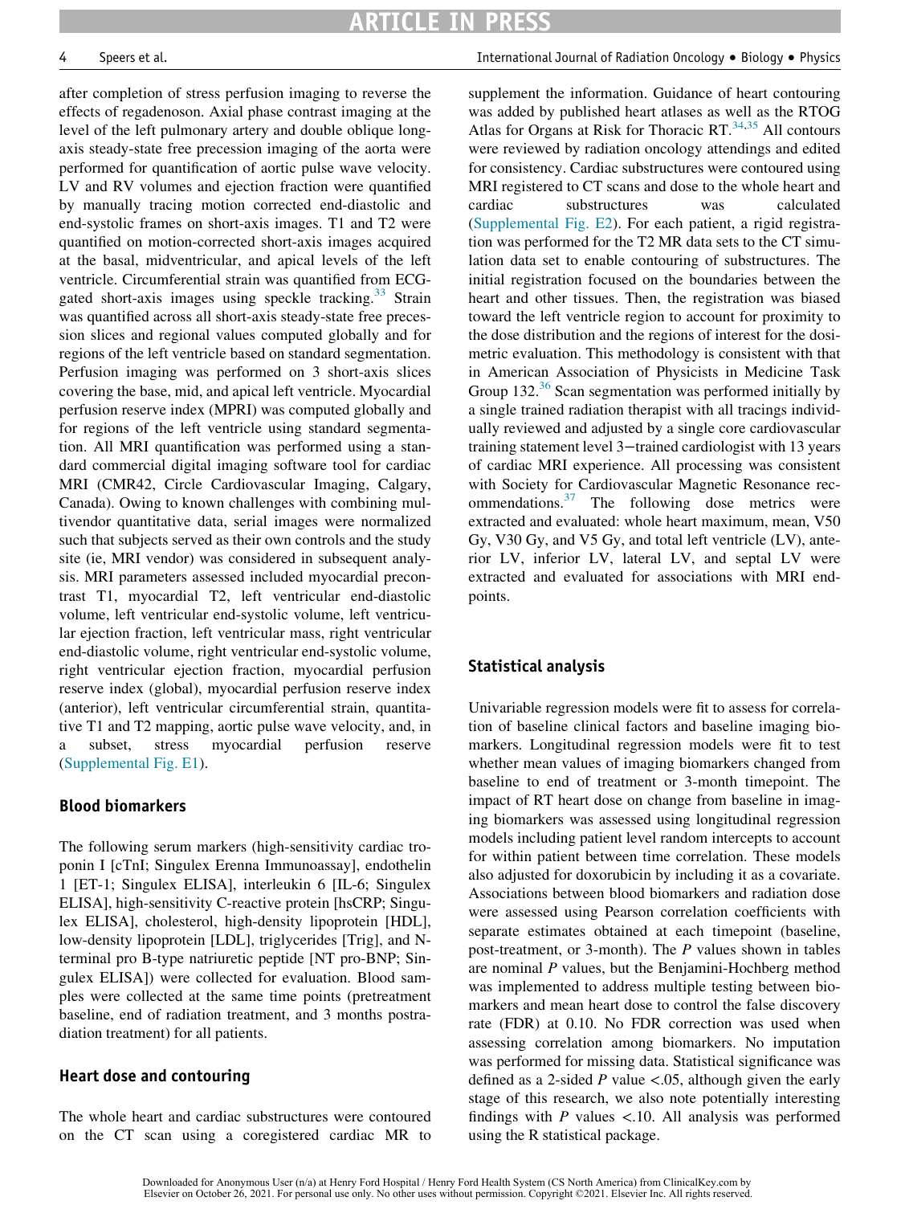after completion of stress perfusion imaging to reverse the effects of regadenoson. Axial phase contrast imaging at the level of the left pulmonary artery and double oblique long-axis steady-state free precession imaging of the aorta were performed for quantification of aortic pulse wave velocity. LV and RV volumes and ejection fraction were quantified by manually tracing motion corrected end-diastolic and end-systolic frames on short-axis images. T1 and T2 were quantified on motion-corrected short-axis images acquired at the basal, midventricular, and apical levels of the left ventricle. Circumferential strain was quantified from ECG-gated short-axis images using speckle tracking.[33] Strain was quantified across all short-axis steady-state free precession slices and regional values computed globally and for regions of the left ventricle based on standard segmentation. Perfusion imaging was performed on 3 short-axis slices covering the base, mid, and apical left ventricle. Myocardial perfusion reserve index (MPRI) was computed globally and for regions of the left ventricle using standard segmentation. All MRI quantification was performed using a standard commercial digital imaging software tool for cardiac MRI (CMR42, Circle Cardiovascular Imaging, Calgary, Canada). Owing to known challenges with combining multivendor quantitative data, serial images were normalized such that subjects served as their own controls and the study site (ie, MRI vendor) was considered in subsequent analysis. MRI parameters assessed included myocardial precontrast T1, myocardial T2, left ventricular end-diastolic volume, left ventricular end-systolic volume, left ventricular ejection fraction, left ventricular mass, right ventricular end-diastolic volume, right ventricular end-systolic volume, right ventricular ejection fraction, myocardial perfusion reserve index (global), myocardial perfusion reserve index (anterior), left ventricular circumferential strain, quantitative T1 and T2 mapping, aortic pulse wave velocity, and, in a subset, stress myocardial perfusion reserve (Supplemental Fig. E1).

### Blood biomarkers

The following serum markers (high-sensitivity cardiac troponin I [cTnI; Singulex Erenna Immunoassay], endothelin 1 [ET-1; Singulex ELISA], interleukin 6 [IL-6; Singulex ELISA], high-sensitivity C-reactive protein [hsCRP; Singulex ELISA], cholesterol, high-density lipoprotein [HDL], low-density lipoprotein [LDL], triglycerides [Trig], and N-terminal pro B-type natriuretic peptide [NT pro-BNP; Singulex ELISA]) were collected for evaluation. Blood samples were collected at the same time points (pretreatment baseline, end of radiation treatment, and 3 months postradiation treatment) for all patients.

### Heart dose and contouring

The whole heart and cardiac substructures were contoured on the CT scan using a coregistered cardiac MR to supplement the information. Guidance of heart contouring was added by published heart atlases as well as the RTOG Atlas for Organs at Risk for Thoracic RT.[34,35] All contours were reviewed by radiation oncology attendings and edited for consistency. Cardiac substructures were contoured using MRI registered to CT scans and dose to the whole heart and cardiac substructures was calculated (Supplemental Fig. E2). For each patient, a rigid registration was performed for the T2 MR data sets to the CT simulation data set to enable contouring of substructures. The initial registration focused on the boundaries between the heart and other tissues. Then, the registration was biased toward the left ventricle region to account for proximity to the dose distribution and the regions of interest for the dosimetric evaluation. This methodology is consistent with that in American Association of Physicists in Medicine Task Group 132.[36] Scan segmentation was performed initially by a single trained radiation therapist with all tracings individually reviewed and adjusted by a single core cardiovascular training statement level 3–trained cardiologist with 13 years of cardiac MRI experience. All processing was consistent with Society for Cardiovascular Magnetic Resonance recommendations.[37] The following dose metrics were extracted and evaluated: whole heart maximum, mean, V50 Gy, V30 Gy, and V5 Gy, and total left ventricle (LV), anterior LV, inferior LV, lateral LV, and septal LV were extracted and evaluated for associations with MRI endpoints.

### Statistical analysis

Univariable regression models were fit to assess for correlation of baseline clinical factors and baseline imaging biomarkers. Longitudinal regression models were fit to test whether mean values of imaging biomarkers changed from baseline to end of treatment or 3-month timepoint. The impact of RT heart dose on change from baseline in imaging biomarkers was assessed using longitudinal regression models including patient level random intercepts to account for within patient between time correlation. These models also adjusted for doxorubicin by including it as a covariate. Associations between blood biomarkers and radiation dose were assessed using Pearson correlation coefficients with separate estimates obtained at each timepoint (baseline, post-treatment, or 3-month). The *P* values shown in tables are nominal *P* values, but the Benjamini-Hochberg method was implemented to address multiple testing between biomarkers and mean heart dose to control the false discovery rate (FDR) at 0.10. No FDR correction was used when assessing correlation among biomarkers. No imputation was performed for missing data. Statistical significance was defined as a 2-sided $P$ value <.05, although given the early stage of this research, we also note potentially interesting findings with $P$ values <.10. All analysis was performed using the R statistical package.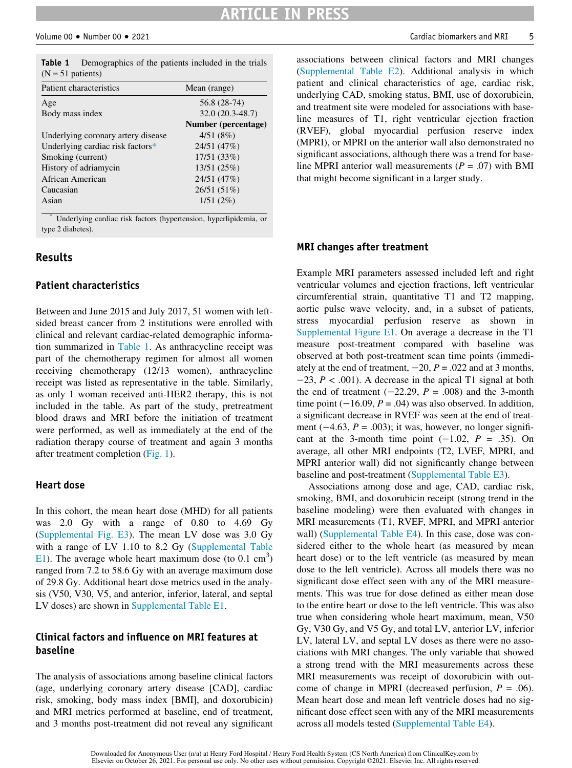**Table 1** Demographics of the patients included in the trials (N = 51 patients)

| Patient characteristics | Mean (range) |
|---|---|
| Age | 56.8 (28-74) |
| Body mass index | 32.0 (20.3-48.7) |
| | **Number (percentage)** |
| Underlying coronary artery disease | 4/51 (8%) |
| Underlying cardiac risk factors* | 24/51 (47%) |
| Smoking (current) | 17/51 (33%) |
| History of adriamycin | 13/51 (25%) |
| African American | 24/51 (47%) |
| Caucasian | 26/51 (51%) |
| Asian | 1/51 (2%) |

\* Underlying cardiac risk factors (hypertension, hyperlipidemia, or type 2 diabetes).

## Results

### Patient characteristics

Between and June 2015 and July 2017, 51 women with left-sided breast cancer from 2 institutions were enrolled with clinical and relevant cardiac-related demographic information summarized in Table 1. As anthracycline receipt was part of the chemotherapy regimen for almost all women receiving chemotherapy (12/13 women), anthracycline receipt was listed as representative in the table. Similarly, as only 1 woman received anti-HER2 therapy, this is not included in the table. As part of the study, pretreatment blood draws and MRI before the initiation of treatment were performed, as well as immediately at the end of the radiation therapy course of treatment and again 3 months after treatment completion (Fig. 1).

### Heart dose

In this cohort, the mean heart dose (MHD) for all patients was 2.0 Gy with a range of 0.80 to 4.69 Gy (Supplemental Fig. E3). The mean LV dose was 3.0 Gy with a range of LV 1.10 to 8.2 Gy (Supplemental Table E1). The average whole heart maximum dose (to 0.1 $cm^3$) ranged from 7.2 to 58.6 Gy with an average maximum dose of 29.8 Gy. Additional heart dose metrics used in the analysis (V50, V30, V5, and anterior, inferior, lateral, and septal LV doses) are shown in Supplemental Table E1.

### Clinical factors and influence on MRI features at baseline

The analysis of associations among baseline clinical factors (age, underlying coronary artery disease [CAD], cardiac risk, smoking, body mass index [BMI], and doxorubicin) and MRI metrics performed at baseline, end of treatment, and 3 months post-treatment did not reveal any significant associations between clinical factors and MRI changes (Supplemental Table E2). Additional analysis in which patient and clinical characteristics of age, cardiac risk, underlying CAD, smoking status, BMI, use of doxorubicin, and treatment site were modeled for associations with baseline measures of T1, right ventricular ejection fraction (RVEF), global myocardial perfusion reserve index (MPRI), or MPRI on the anterior wall also demonstrated no significant associations, although there was a trend for baseline MPRI anterior wall measurements ($P = .07$) with BMI that might become significant in a larger study.

### MRI changes after treatment

Example MRI parameters assessed included left and right ventricular volumes and ejection fractions, left ventricular circumferential strain, quantitative T1 and T2 mapping, aortic pulse wave velocity, and, in a subset of patients, stress myocardial perfusion reserve as shown in Supplemental Figure E1. On average a decrease in the T1 measure post-treatment compared with baseline was observed at both post-treatment scan time points (immediately at the end of treatment, −20, $P = .022$ and at 3 months, −23, $P < .001$). A decrease in the apical T1 signal at both the end of treatment (−22.29, $P = .008$) and the 3-month time point (−16.09, $P = .04$) was also observed. In addition, a significant decrease in RVEF was seen at the end of treatment (−4.63, $P = .003$); it was, however, no longer significant at the 3-month time point (−1.02, $P = .35$). On average, all other MRI endpoints (T2, LVEF, MPRI, and MPRI anterior wall) did not significantly change between baseline and post-treatment (Supplemental Table E3).

Associations among dose and age, CAD, cardiac risk, smoking, BMI, and doxorubicin receipt (strong trend in the baseline modeling) were then evaluated with changes in MRI measurements (T1, RVEF, MPRI, and MPRI anterior wall) (Supplemental Table E4). In this case, dose was considered either to the whole heart (as measured by mean heart dose) or to the left ventricle (as measured by mean dose to the left ventricle). Across all models there was no significant dose effect seen with any of the MRI measurements. This was true for dose defined as either mean dose to the entire heart or dose to the left ventricle. This was also true when considering whole heart maximum, mean, V50 Gy, V30 Gy, and V5 Gy, and total LV, anterior LV, inferior LV, lateral LV, and septal LV doses as there were no associations with MRI changes. The only variable that showed a strong trend with the MRI measurements across these MRI measurements was receipt of doxorubicin with outcome of change in MPRI (decreased perfusion, $P = .06$). Mean heart dose and mean left ventricle doses had no significant dose effect seen with any of the MRI measurements across all models tested (Supplemental Table E4).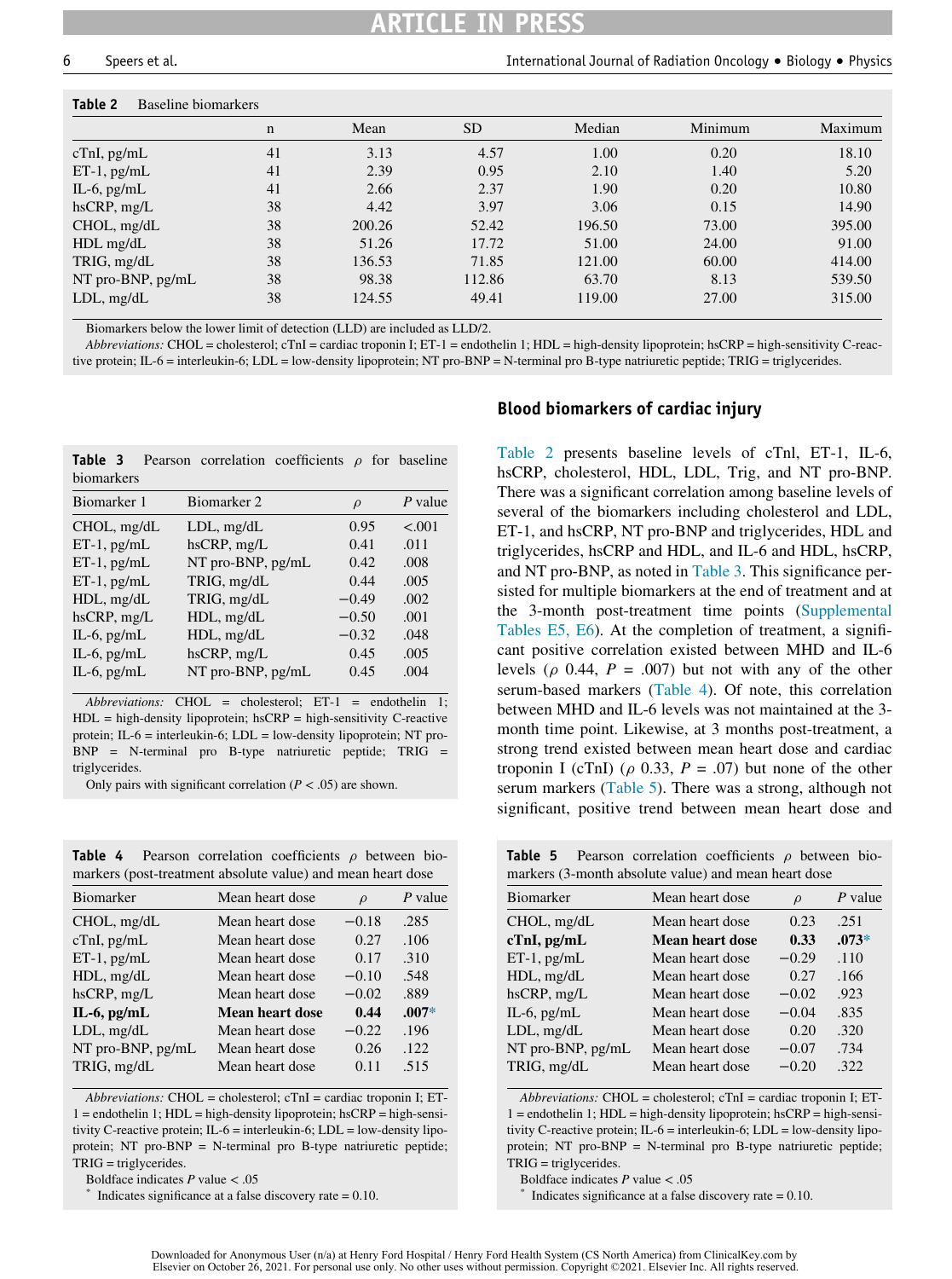**Table 2** Baseline biomarkers

| | n | Mean | SD | Median | Minimum | Maximum |
|---|---|---|---|---|---|---|
| cTnI, pg/mL | 41 | 3.13 | 4.57 | 1.00 | 0.20 | 18.10 |
| ET-1, pg/mL | 41 | 2.39 | 0.95 | 2.10 | 1.40 | 5.20 |
| IL-6, pg/mL | 41 | 2.66 | 2.37 | 1.90 | 0.20 | 10.80 |
| hsCRP, mg/L | 38 | 4.42 | 3.97 | 3.06 | 0.15 | 14.90 |
| CHOL, mg/dL | 38 | 200.26 | 52.42 | 196.50 | 73.00 | 395.00 |
| HDL mg/dL | 38 | 51.26 | 17.72 | 51.00 | 24.00 | 91.00 |
| TRIG, mg/dL | 38 | 136.53 | 71.85 | 121.00 | 60.00 | 414.00 |
| NT pro-BNP, pg/mL | 38 | 98.38 | 112.86 | 63.70 | 8.13 | 539.50 |
| LDL, mg/dL | 38 | 124.55 | 49.41 | 119.00 | 27.00 | 315.00 |

Biomarkers below the lower limit of detection (LLD) are included as LLD/2.

*Abbreviations:* CHOL = cholesterol; cTnI = cardiac troponin I; ET-1 = endothelin 1; HDL = high-density lipoprotein; hsCRP = high-sensitivity C-reactive protein; IL-6 = interleukin-6; LDL = low-density lipoprotein; NT pro-BNP = N-terminal pro B-type natriuretic peptide; TRIG = triglycerides.

**Table 3** Pearson correlation coefficients $\rho$ for baseline biomarkers

| Biomarker 1 | Biomarker 2 | $\rho$ | *P* value |
|---|---|---|---|
| CHOL, mg/dL | LDL, mg/dL | 0.95 | <.001 |
| ET-1, pg/mL | hsCRP, mg/L | 0.41 | .011 |
| ET-1, pg/mL | NT pro-BNP, pg/mL | 0.42 | .008 |
| ET-1, pg/mL | TRIG, mg/dL | 0.44 | .005 |
| HDL, mg/dL | TRIG, mg/dL | −0.49 | .002 |
| hsCRP, mg/L | HDL, mg/dL | −0.50 | .001 |
| IL-6, pg/mL | HDL, mg/dL | −0.32 | .048 |
| IL-6, pg/mL | hsCRP, mg/L | 0.45 | .005 |
| IL-6, pg/mL | NT pro-BNP, pg/mL | 0.45 | .004 |

*Abbreviations:* CHOL = cholesterol; ET-1 = endothelin 1; HDL = high-density lipoprotein; hsCRP = high-sensitivity C-reactive protein; IL-6 = interleukin-6; LDL = low-density lipoprotein; NT pro-BNP = N-terminal pro B-type natriuretic peptide; TRIG = triglycerides.

Only pairs with significant correlation ($P < .05$) are shown.

## Blood biomarkers of cardiac injury

Table 2 presents baseline levels of cTnl, ET-1, IL-6, hsCRP, cholesterol, HDL, LDL, Trig, and NT pro-BNP. There was a significant correlation among baseline levels of several of the biomarkers including cholesterol and LDL, ET-1, and hsCRP, NT pro-BNP and triglycerides, HDL and triglycerides, hsCRP and HDL, and IL-6 and HDL, hsCRP, and NT pro-BNP, as noted in Table 3. This significance persisted for multiple biomarkers at the end of treatment and at the 3-month post-treatment time points (Supplemental Tables E5, E6). At the completion of treatment, a significant positive correlation existed between MHD and IL-6 levels ($\rho$ 0.44, $P$ = .007) but not with any of the other serum-based markers (Table 4). Of note, this correlation between MHD and IL-6 levels was not maintained at the 3-month time point. Likewise, at 3 months post-treatment, a strong trend existed between mean heart dose and cardiac troponin I (cTnI) ($\rho$ 0.33, $P$ = .07) but none of the other serum markers (Table 5). There was a strong, although not significant, positive trend between mean heart dose and

**Table 4** Pearson correlation coefficients $\rho$ between biomarkers (post-treatment absolute value) and mean heart dose

| Biomarker | Mean heart dose | $\rho$ | *P* value |
|---|---|---|---|
| CHOL, mg/dL | Mean heart dose | −0.18 | .285 |
| cTnI, pg/mL | Mean heart dose | 0.27 | .106 |
| ET-1, pg/mL | Mean heart dose | 0.17 | .310 |
| HDL, mg/dL | Mean heart dose | −0.10 | .548 |
| hsCRP, mg/L | Mean heart dose | −0.02 | .889 |
| **IL-6, pg/mL** | **Mean heart dose** | **0.44** | **.007*** |
| LDL, mg/dL | Mean heart dose | −0.22 | .196 |
| NT pro-BNP, pg/mL | Mean heart dose | 0.26 | .122 |
| TRIG, mg/dL | Mean heart dose | 0.11 | .515 |

*Abbreviations:* CHOL = cholesterol; cTnI = cardiac troponin I; ET-1 = endothelin 1; HDL = high-density lipoprotein; hsCRP = high-sensitivity C-reactive protein; IL-6 = interleukin-6; LDL = low-density lipoprotein; NT pro-BNP = N-terminal pro B-type natriuretic peptide; TRIG = triglycerides.

Boldface indicates $P$ value < .05

\* Indicates significance at a false discovery rate = 0.10.

**Table 5** Pearson correlation coefficients $\rho$ between biomarkers (3-month absolute value) and mean heart dose

| Biomarker | Mean heart dose | $\rho$ | *P* value |
|---|---|---|---|
| CHOL, mg/dL | Mean heart dose | 0.23 | .251 |
| **cTnI, pg/mL** | **Mean heart dose** | **0.33** | **.073*** |
| ET-1, pg/mL | Mean heart dose | −0.29 | .110 |
| HDL, mg/dL | Mean heart dose | 0.27 | .166 |
| hsCRP, mg/L | Mean heart dose | −0.02 | .923 |
| IL-6, pg/mL | Mean heart dose | −0.04 | .835 |
| LDL, mg/dL | Mean heart dose | 0.20 | .320 |
| NT pro-BNP, pg/mL | Mean heart dose | −0.07 | .734 |
| TRIG, mg/dL | Mean heart dose | −0.20 | .322 |

*Abbreviations:* CHOL = cholesterol; cTnI = cardiac troponin I; ET-1 = endothelin 1; HDL = high-density lipoprotein; hsCRP = high-sensitivity C-reactive protein; IL-6 = interleukin-6; LDL = low-density lipoprotein; NT pro-BNP = N-terminal pro B-type natriuretic peptide; TRIG = triglycerides.

Boldface indicates $P$ value < .05

\* Indicates significance at a false discovery rate = 0.10.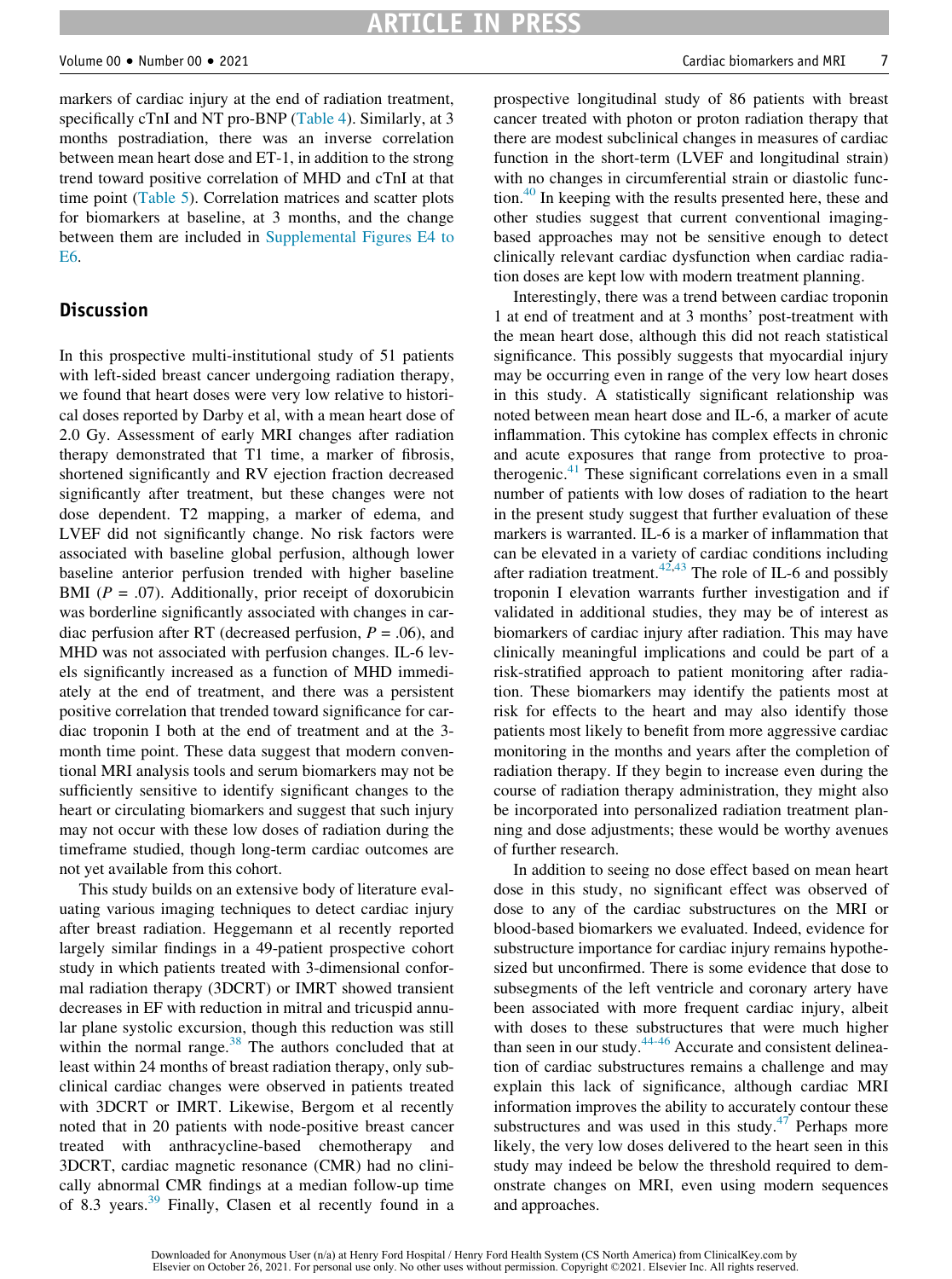markers of cardiac injury at the end of radiation treatment, specifically cTnI and NT pro-BNP (Table 4). Similarly, at 3 months postradiation, there was an inverse correlation between mean heart dose and ET-1, in addition to the strong trend toward positive correlation of MHD and cTnI at that time point (Table 5). Correlation matrices and scatter plots for biomarkers at baseline, at 3 months, and the change between them are included in Supplemental Figures E4 to E6.

## Discussion

In this prospective multi-institutional study of 51 patients with left-sided breast cancer undergoing radiation therapy, we found that heart doses were very low relative to historical doses reported by Darby et al, with a mean heart dose of 2.0 Gy. Assessment of early MRI changes after radiation therapy demonstrated that T1 time, a marker of fibrosis, shortened significantly and RV ejection fraction decreased significantly after treatment, but these changes were not dose dependent. T2 mapping, a marker of edema, and LVEF did not significantly change. No risk factors were associated with baseline global perfusion, although lower baseline anterior perfusion trended with higher baseline BMI ($P = .07$). Additionally, prior receipt of doxorubicin was borderline significantly associated with changes in cardiac perfusion after RT (decreased perfusion, $P = .06$), and MHD was not associated with perfusion changes. IL-6 levels significantly increased as a function of MHD immediately at the end of treatment, and there was a persistent positive correlation that trended toward significance for cardiac troponin I both at the end of treatment and at the 3-month time point. These data suggest that modern conventional MRI analysis tools and serum biomarkers may not be sufficiently sensitive to identify significant changes to the heart or circulating biomarkers and suggest that such injury may not occur with these low doses of radiation during the timeframe studied, though long-term cardiac outcomes are not yet available from this cohort.

This study builds on an extensive body of literature evaluating various imaging techniques to detect cardiac injury after breast radiation. Heggemann et al recently reported largely similar findings in a 49-patient prospective cohort study in which patients treated with 3-dimensional conformal radiation therapy (3DCRT) or IMRT showed transient decreases in EF with reduction in mitral and tricuspid annular plane systolic excursion, though this reduction was still within the normal range.[38] The authors concluded that at least within 24 months of breast radiation therapy, only subclinical cardiac changes were observed in patients treated with 3DCRT or IMRT. Likewise, Bergom et al recently noted that in 20 patients with node-positive breast cancer treated with anthracycline-based chemotherapy and 3DCRT, cardiac magnetic resonance (CMR) had no clinically abnormal CMR findings at a median follow-up time of 8.3 years.[39] Finally, Clasen et al recently found in a prospective longitudinal study of 86 patients with breast cancer treated with photon or proton radiation therapy that there are modest subclinical changes in measures of cardiac function in the short-term (LVEF and longitudinal strain) with no changes in circumferential strain or diastolic function.[40] In keeping with the results presented here, these and other studies suggest that current conventional imaging-based approaches may not be sensitive enough to detect clinically relevant cardiac dysfunction when cardiac radiation doses are kept low with modern treatment planning.

Interestingly, there was a trend between cardiac troponin 1 at end of treatment and at 3 months' post-treatment with the mean heart dose, although this did not reach statistical significance. This possibly suggests that myocardial injury may be occurring even in range of the very low heart doses in this study. A statistically significant relationship was noted between mean heart dose and IL-6, a marker of acute inflammation. This cytokine has complex effects in chronic and acute exposures that range from protective to proatherogenic.[41] These significant correlations even in a small number of patients with low doses of radiation to the heart in the present study suggest that further evaluation of these markers is warranted. IL-6 is a marker of inflammation that can be elevated in a variety of cardiac conditions including after radiation treatment.[42,43] The role of IL-6 and possibly troponin I elevation warrants further investigation and if validated in additional studies, they may be of interest as biomarkers of cardiac injury after radiation. This may have clinically meaningful implications and could be part of a risk-stratified approach to patient monitoring after radiation. These biomarkers may identify the patients most at risk for effects to the heart and may also identify those patients most likely to benefit from more aggressive cardiac monitoring in the months and years after the completion of radiation therapy. If they begin to increase even during the course of radiation therapy administration, they might also be incorporated into personalized radiation treatment planning and dose adjustments; these would be worthy avenues of further research.

In addition to seeing no dose effect based on mean heart dose in this study, no significant effect was observed of dose to any of the cardiac substructures on the MRI or blood-based biomarkers we evaluated. Indeed, evidence for substructure importance for cardiac injury remains hypothesized but unconfirmed. There is some evidence that dose to subsegments of the left ventricle and coronary artery have been associated with more frequent cardiac injury, albeit with doses to these substructures that were much higher than seen in our study.[44-46] Accurate and consistent delineation of cardiac substructures remains a challenge and may explain this lack of significance, although cardiac MRI information improves the ability to accurately contour these substructures and was used in this study.[47] Perhaps more likely, the very low doses delivered to the heart seen in this study may indeed be below the threshold required to demonstrate changes on MRI, even using modern sequences and approaches.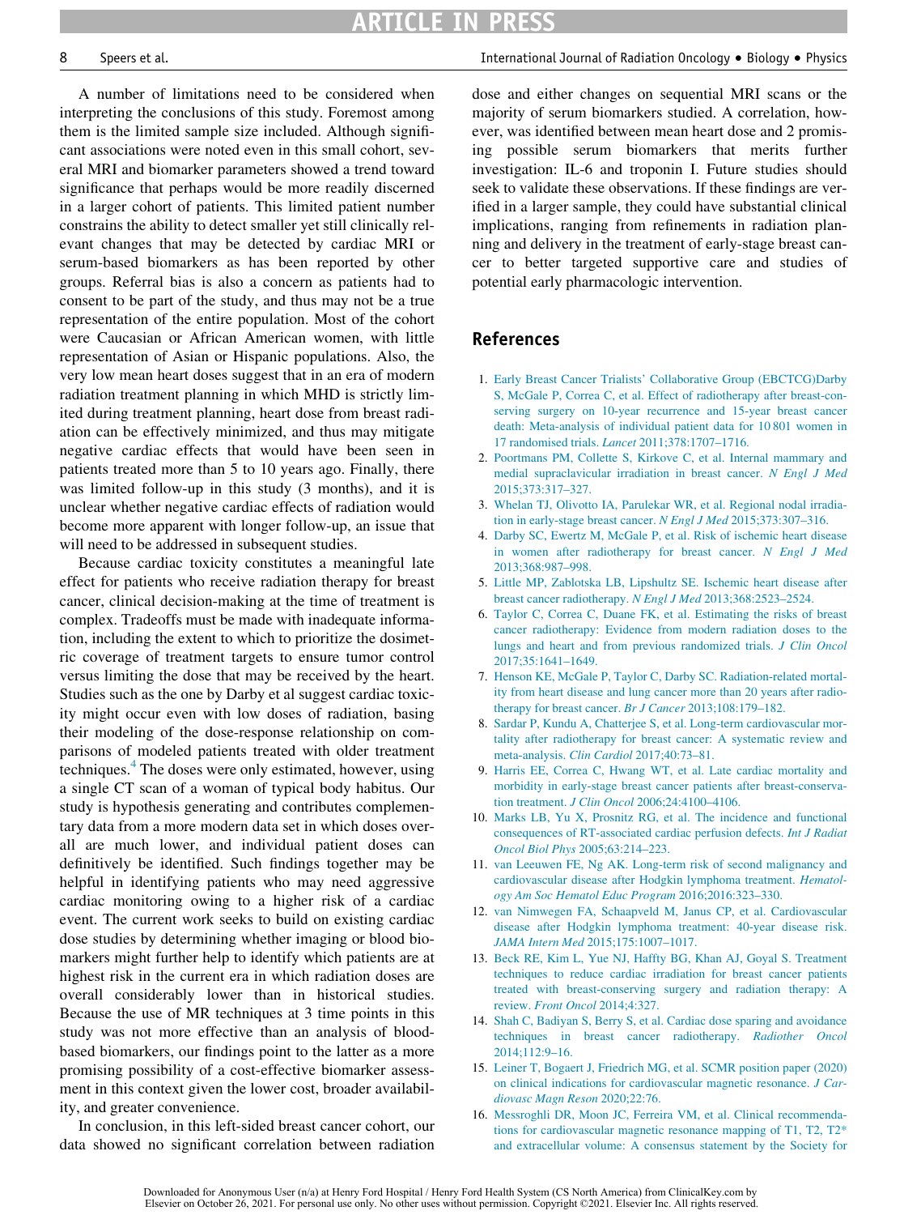A number of limitations need to be considered when interpreting the conclusions of this study. Foremost among them is the limited sample size included. Although significant associations were noted even in this small cohort, several MRI and biomarker parameters showed a trend toward significance that perhaps would be more readily discerned in a larger cohort of patients. This limited patient number constrains the ability to detect smaller yet still clinically relevant changes that may be detected by cardiac MRI or serum-based biomarkers as has been reported by other groups. Referral bias is also a concern as patients had to consent to be part of the study, and thus may not be a true representation of the entire population. Most of the cohort were Caucasian or African American women, with little representation of Asian or Hispanic populations. Also, the very low mean heart doses suggest that in an era of modern radiation treatment planning in which MHD is strictly limited during treatment planning, heart dose from breast radiation can be effectively minimized, and thus may mitigate negative cardiac effects that would have been seen in patients treated more than 5 to 10 years ago. Finally, there was limited follow-up in this study (3 months), and it is unclear whether negative cardiac effects of radiation would become more apparent with longer follow-up, an issue that will need to be addressed in subsequent studies.

Because cardiac toxicity constitutes a meaningful late effect for patients who receive radiation therapy for breast cancer, clinical decision-making at the time of treatment is complex. Tradeoffs must be made with inadequate information, including the extent to which to prioritize the dosimetric coverage of treatment targets to ensure tumor control versus limiting the dose that may be received by the heart. Studies such as the one by Darby et al suggest cardiac toxicity might occur even with low doses of radiation, basing their modeling of the dose-response relationship on comparisons of modeled patients treated with older treatment techniques.[4] The doses were only estimated, however, using a single CT scan of a woman of typical body habitus. Our study is hypothesis generating and contributes complementary data from a more modern data set in which doses overall are much lower, and individual patient doses can definitively be identified. Such findings together may be helpful in identifying patients who may need aggressive cardiac monitoring owing to a higher risk of a cardiac event. The current work seeks to build on existing cardiac dose studies by determining whether imaging or blood biomarkers might further help to identify which patients are at highest risk in the current era in which radiation doses are overall considerably lower than in historical studies. Because the use of MR techniques at 3 time points in this study was not more effective than an analysis of blood-based biomarkers, our findings point to the latter as a more promising possibility of a cost-effective biomarker assessment in this context given the lower cost, broader availability, and greater convenience.

In conclusion, in this left-sided breast cancer cohort, our data showed no significant correlation between radiation dose and either changes on sequential MRI scans or the majority of serum biomarkers studied. A correlation, however, was identified between mean heart dose and 2 promising possible serum biomarkers that merits further investigation: IL-6 and troponin I. Future studies should seek to validate these observations. If these findings are verified in a larger sample, they could have substantial clinical implications, ranging from refinements in radiation planning and delivery in the treatment of early-stage breast cancer to better targeted supportive care and studies of potential early pharmacologic intervention.

## References

1. Early Breast Cancer Trialists' Collaborative Group (EBCTCG)Darby S, McGale P, Correa C, et al. Effect of radiotherapy after breast-conserving surgery on 10-year recurrence and 15-year breast cancer death: Meta-analysis of individual patient data for 10 801 women in 17 randomised trials. *Lancet* 2011;378:1707–1716.
2. Poortmans PM, Collette S, Kirkove C, et al. Internal mammary and medial supraclavicular irradiation in breast cancer. *N Engl J Med* 2015;373:317–327.
3. Whelan TJ, Olivotto IA, Parulekar WR, et al. Regional nodal irradiation in early-stage breast cancer. *N Engl J Med* 2015;373:307–316.
4. Darby SC, Ewertz M, McGale P, et al. Risk of ischemic heart disease in women after radiotherapy for breast cancer. *N Engl J Med* 2013;368:987–998.
5. Little MP, Zablotska LB, Lipshultz SE. Ischemic heart disease after breast cancer radiotherapy. *N Engl J Med* 2013;368:2523–2524.
6. Taylor C, Correa C, Duane FK, et al. Estimating the risks of breast cancer radiotherapy: Evidence from modern radiation doses to the lungs and heart and from previous randomized trials. *J Clin Oncol* 2017;35:1641–1649.
7. Henson KE, McGale P, Taylor C, Darby SC. Radiation-related mortality from heart disease and lung cancer more than 20 years after radiotherapy for breast cancer. *Br J Cancer* 2013;108:179–182.
8. Sardar P, Kundu A, Chatterjee S, et al. Long-term cardiovascular mortality after radiotherapy for breast cancer: A systematic review and meta-analysis. *Clin Cardiol* 2017;40:73–81.
9. Harris EE, Correa C, Hwang WT, et al. Late cardiac mortality and morbidity in early-stage breast cancer patients after breast-conservation treatment. *J Clin Oncol* 2006;24:4100–4106.
10. Marks LB, Yu X, Prosnitz RG, et al. The incidence and functional consequences of RT-associated cardiac perfusion defects. *Int J Radiat Oncol Biol Phys* 2005;63:214–223.
11. van Leeuwen FE, Ng AK. Long-term risk of second malignancy and cardiovascular disease after Hodgkin lymphoma treatment. *Hematology Am Soc Hematol Educ Program* 2016;2016:323–330.
12. van Nimwegen FA, Schaapveld M, Janus CP, et al. Cardiovascular disease after Hodgkin lymphoma treatment: 40-year disease risk. *JAMA Intern Med* 2015;175:1007–1017.
13. Beck RE, Kim L, Yue NJ, Haffty BG, Khan AJ, Goyal S. Treatment techniques to reduce cardiac irradiation for breast cancer patients treated with breast-conserving surgery and radiation therapy: A review. *Front Oncol* 2014;4:327.
14. Shah C, Badiyan S, Berry S, et al. Cardiac dose sparing and avoidance techniques in breast cancer radiotherapy. *Radiother Oncol* 2014;112:9–16.
15. Leiner T, Bogaert J, Friedrich MG, et al. SCMR position paper (2020) on clinical indications for cardiovascular magnetic resonance. *J Cardiovasc Magn Reson* 2020;22:76.
16. Messroghli DR, Moon JC, Ferreira VM, et al. Clinical recommendations for cardiovascular magnetic resonance mapping of T1, T2, T2* and extracellular volume: A consensus statement by the Society for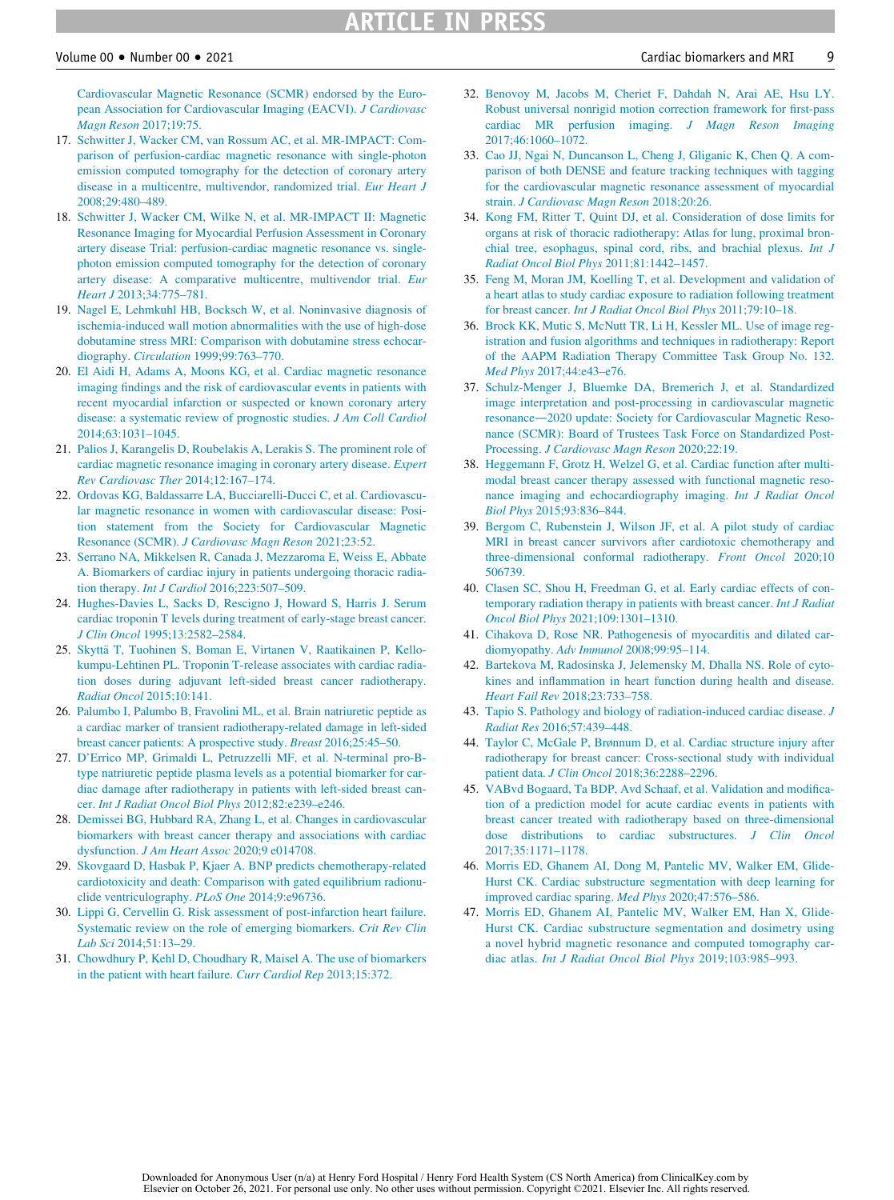Cardiovascular Magnetic Resonance (SCMR) endorsed by the European Association for Cardiovascular Imaging (EACVI). *J Cardiovasc Magn Reson* 2017;19:75.

17. Schwitter J, Wacker CM, van Rossum AC, et al. MR-IMPACT: Comparison of perfusion-cardiac magnetic resonance with single-photon emission computed tomography for the detection of coronary artery disease in a multicentre, multivendor, randomized trial. *Eur Heart J* 2008;29:480–489.
18. Schwitter J, Wacker CM, Wilke N, et al. MR-IMPACT II: Magnetic Resonance Imaging for Myocardial Perfusion Assessment in Coronary artery disease Trial: perfusion-cardiac magnetic resonance vs. single-photon emission computed tomography for the detection of coronary artery disease: A comparative multicentre, multivendor trial. *Eur Heart J* 2013;34:775–781.
19. Nagel E, Lehmkuhl HB, Bocksch W, et al. Noninvasive diagnosis of ischemia-induced wall motion abnormalities with the use of high-dose dobutamine stress MRI: Comparison with dobutamine stress echocardiography. *Circulation* 1999;99:763–770.
20. El Aidi H, Adams A, Moons KG, et al. Cardiac magnetic resonance imaging findings and the risk of cardiovascular events in patients with recent myocardial infarction or suspected or known coronary artery disease: a systematic review of prognostic studies. *J Am Coll Cardiol* 2014;63:1031–1045.
21. Palios J, Karangelis D, Roubelakis A, Lerakis S. The prominent role of cardiac magnetic resonance imaging in coronary artery disease. *Expert Rev Cardiovasc Ther* 2014;12:167–174.
22. Ordovas KG, Baldassarre LA, Bucciarelli-Ducci C, et al. Cardiovascular magnetic resonance in women with cardiovascular disease: Position statement from the Society for Cardiovascular Magnetic Resonance (SCMR). *J Cardiovasc Magn Reson* 2021;23:52.
23. Serrano NA, Mikkelsen R, Canada J, Mezzaroma E, Weiss E, Abbate A. Biomarkers of cardiac injury in patients undergoing thoracic radiation therapy. *Int J Cardiol* 2016;223:507–509.
24. Hughes-Davies L, Sacks D, Rescigno J, Howard S, Harris J. Serum cardiac troponin T levels during treatment of early-stage breast cancer. *J Clin Oncol* 1995;13:2582–2584.
25. Skyttä T, Tuohinen S, Boman E, Virtanen V, Raatikainen P, Kellokumpu-Lehtinen PL. Troponin T-release associates with cardiac radiation doses during adjuvant left-sided breast cancer radiotherapy. *Radiat Oncol* 2015;10:141.
26. Palumbo I, Palumbo B, Fravolini ML, et al. Brain natriuretic peptide as a cardiac marker of transient radiotherapy-related damage in left-sided breast cancer patients: A prospective study. *Breast* 2016;25:45–50.
27. D'Errico MP, Grimaldi L, Petruzzelli MF, et al. N-terminal pro-B-type natriuretic peptide plasma levels as a potential biomarker for cardiac damage after radiotherapy in patients with left-sided breast cancer. *Int J Radiat Oncol Biol Phys* 2012;82:e239–e246.
28. Demissei BG, Hubbard RA, Zhang L, et al. Changes in cardiovascular biomarkers with breast cancer therapy and associations with cardiac dysfunction. *J Am Heart Assoc* 2020;9 e014708.
29. Skovgaard D, Hasbak P, Kjaer A. BNP predicts chemotherapy-related cardiotoxicity and death: Comparison with gated equilibrium radionuclide ventriculography. *PLoS One* 2014;9:e96736.
30. Lippi G, Cervellin G. Risk assessment of post-infarction heart failure. Systematic review on the role of emerging biomarkers. *Crit Rev Clin Lab Sci* 2014;51:13–29.
31. Chowdhury P, Kehl D, Choudhary R, Maisel A. The use of biomarkers in the patient with heart failure. *Curr Cardiol Rep* 2013;15:372.
32. Benovoy M, Jacobs M, Cheriet F, Dahdah N, Arai AE, Hsu LY. Robust universal nonrigid motion correction framework for first-pass cardiac MR perfusion imaging. *J Magn Reson Imaging* 2017;46:1060–1072.
33. Cao JJ, Ngai N, Duncanson L, Cheng J, Gliganic K, Chen Q. A comparison of both DENSE and feature tracking techniques with tagging for the cardiovascular magnetic resonance assessment of myocardial strain. *J Cardiovasc Magn Reson* 2018;20:26.
34. Kong FM, Ritter T, Quint DJ, et al. Consideration of dose limits for organs at risk of thoracic radiotherapy: Atlas for lung, proximal bronchial tree, esophagus, spinal cord, ribs, and brachial plexus. *Int J Radiat Oncol Biol Phys* 2011;81:1442–1457.
35. Feng M, Moran JM, Koelling T, et al. Development and validation of a heart atlas to study cardiac exposure to radiation following treatment for breast cancer. *Int J Radiat Oncol Biol Phys* 2011;79:10–18.
36. Brock KK, Mutic S, McNutt TR, Li H, Kessler ML. Use of image registration and fusion algorithms and techniques in radiotherapy: Report of the AAPM Radiation Therapy Committee Task Group No. 132. *Med Phys* 2017;44:e43–e76.
37. Schulz-Menger J, Bluemke DA, Bremerich J, et al. Standardized image interpretation and post-processing in cardiovascular magnetic resonance—2020 update: Society for Cardiovascular Magnetic Resonance (SCMR): Board of Trustees Task Force on Standardized Post-Processing. *J Cardiovasc Magn Reson* 2020;22:19.
38. Heggemann F, Grotz H, Welzel G, et al. Cardiac function after multimodal breast cancer therapy assessed with functional magnetic resonance imaging and echocardiography imaging. *Int J Radiat Oncol Biol Phys* 2015;93:836–844.
39. Bergom C, Rubenstein J, Wilson JF, et al. A pilot study of cardiac MRI in breast cancer survivors after cardiotoxic chemotherapy and three-dimensional conformal radiotherapy. *Front Oncol* 2020;10 506739.
40. Clasen SC, Shou H, Freedman G, et al. Early cardiac effects of contemporary radiation therapy in patients with breast cancer. *Int J Radiat Oncol Biol Phys* 2021;109:1301–1310.
41. Cihakova D, Rose NR. Pathogenesis of myocarditis and dilated cardiomyopathy. *Adv Immunol* 2008;99:95–114.
42. Bartekova M, Radosinska J, Jelemensky M, Dhalla NS. Role of cytokines and inflammation in heart function during health and disease. *Heart Fail Rev* 2018;23:733–758.
43. Tapio S. Pathology and biology of radiation-induced cardiac disease. *J Radiat Res* 2016;57:439–448.
44. Taylor C, McGale P, Brønnum D, et al. Cardiac structure injury after radiotherapy for breast cancer: Cross-sectional study with individual patient data. *J Clin Oncol* 2018;36:2288–2296.
45. VABvd Bogaard, Ta BDP, Avd Schaaf, et al. Validation and modification of a prediction model for acute cardiac events in patients with breast cancer treated with radiotherapy based on three-dimensional dose distributions to cardiac substructures. *J Clin Oncol* 2017;35:1171–1178.
46. Morris ED, Ghanem AI, Dong M, Pantelic MV, Walker EM, Glide-Hurst CK. Cardiac substructure segmentation with deep learning for improved cardiac sparing. *Med Phys* 2020;47:576–586.
47. Morris ED, Ghanem AI, Pantelic MV, Walker EM, Han X, Glide-Hurst CK. Cardiac substructure segmentation and dosimetry using a novel hybrid magnetic resonance and computed tomography cardiac atlas. *Int J Radiat Oncol Biol Phys* 2019;103:985–993.